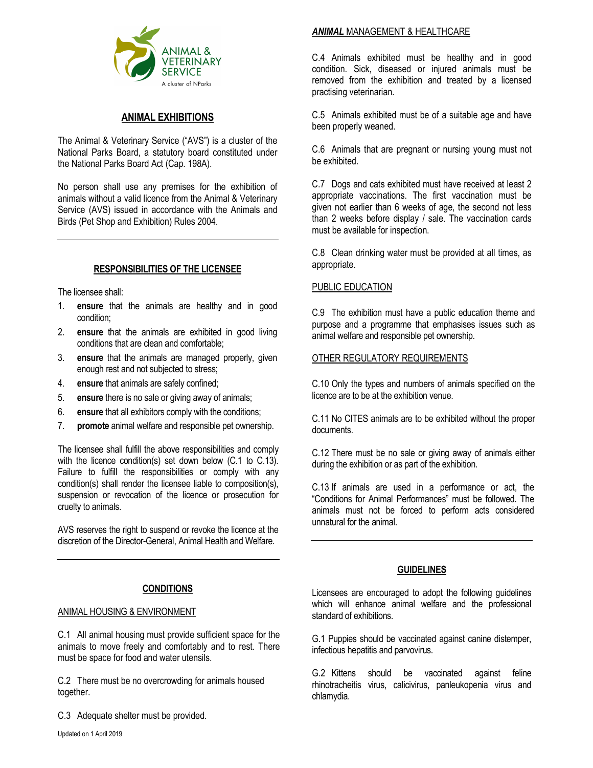ANIMAL & VETERINARY SERVICE
A cluster of NParks

# ANIMAL EXHIBITIONS

The Animal & Veterinary Service ("AVS") is a cluster of the National Parks Board, a statutory board constituted under the National Parks Board Act (Cap. 198A).

No person shall use any premises for the exhibition of animals without a valid licence from the Animal & Veterinary Service (AVS) issued in accordance with the Animals and Birds (Pet Shop and Exhibition) Rules 2004.

## RESPONSIBILITIES OF THE LICENSEE

The licensee shall:

1. **ensure** that the animals are healthy and in good condition;
2. **ensure** that the animals are exhibited in good living conditions that are clean and comfortable;
3. **ensure** that the animals are managed properly, given enough rest and not subjected to stress;
4. **ensure** that animals are safely confined;
5. **ensure** there is no sale or giving away of animals;
6. **ensure** that all exhibitors comply with the conditions;
7. **promote** animal welfare and responsible pet ownership.

The licensee shall fulfill the above responsibilities and comply with the licence condition(s) set down below (C.1 to C.13). Failure to fulfill the responsibilities or comply with any condition(s) shall render the licensee liable to composition(s), suspension or revocation of the licence or prosecution for cruelty to animals.

AVS reserves the right to suspend or revoke the licence at the discretion of the Director-General, Animal Health and Welfare.

## CONDITIONS

### ANIMAL HOUSING & ENVIRONMENT

C.1 All animal housing must provide sufficient space for the animals to move freely and comfortably and to rest. There must be space for food and water utensils.

C.2 There must be no overcrowding for animals housed together.

C.3 Adequate shelter must be provided.

### ***ANIMAL*** MANAGEMENT & HEALTHCARE

C.4 Animals exhibited must be healthy and in good condition. Sick, diseased or injured animals must be removed from the exhibition and treated by a licensed practising veterinarian.

C.5 Animals exhibited must be of a suitable age and have been properly weaned.

C.6 Animals that are pregnant or nursing young must not be exhibited.

C.7 Dogs and cats exhibited must have received at least 2 appropriate vaccinations. The first vaccination must be given not earlier than 6 weeks of age, the second not less than 2 weeks before display / sale. The vaccination cards must be available for inspection.

C.8 Clean drinking water must be provided at all times, as appropriate.

### PUBLIC EDUCATION

C.9 The exhibition must have a public education theme and purpose and a programme that emphasises issues such as animal welfare and responsible pet ownership.

### OTHER REGULATORY REQUIREMENTS

C.10 Only the types and numbers of animals specified on the licence are to be at the exhibition venue.

C.11 No CITES animals are to be exhibited without the proper documents.

C.12 There must be no sale or giving away of animals either during the exhibition or as part of the exhibition.

C.13 If animals are used in a performance or act, the "Conditions for Animal Performances" must be followed. The animals must not be forced to perform acts considered unnatural for the animal.

## GUIDELINES

Licensees are encouraged to adopt the following guidelines which will enhance animal welfare and the professional standard of exhibitions.

G.1 Puppies should be vaccinated against canine distemper, infectious hepatitis and parvovirus.

G.2 Kittens should be vaccinated against feline rhinotracheitis virus, calicivirus, panleukopenia virus and chlamydia.

Updated on 1 April 2019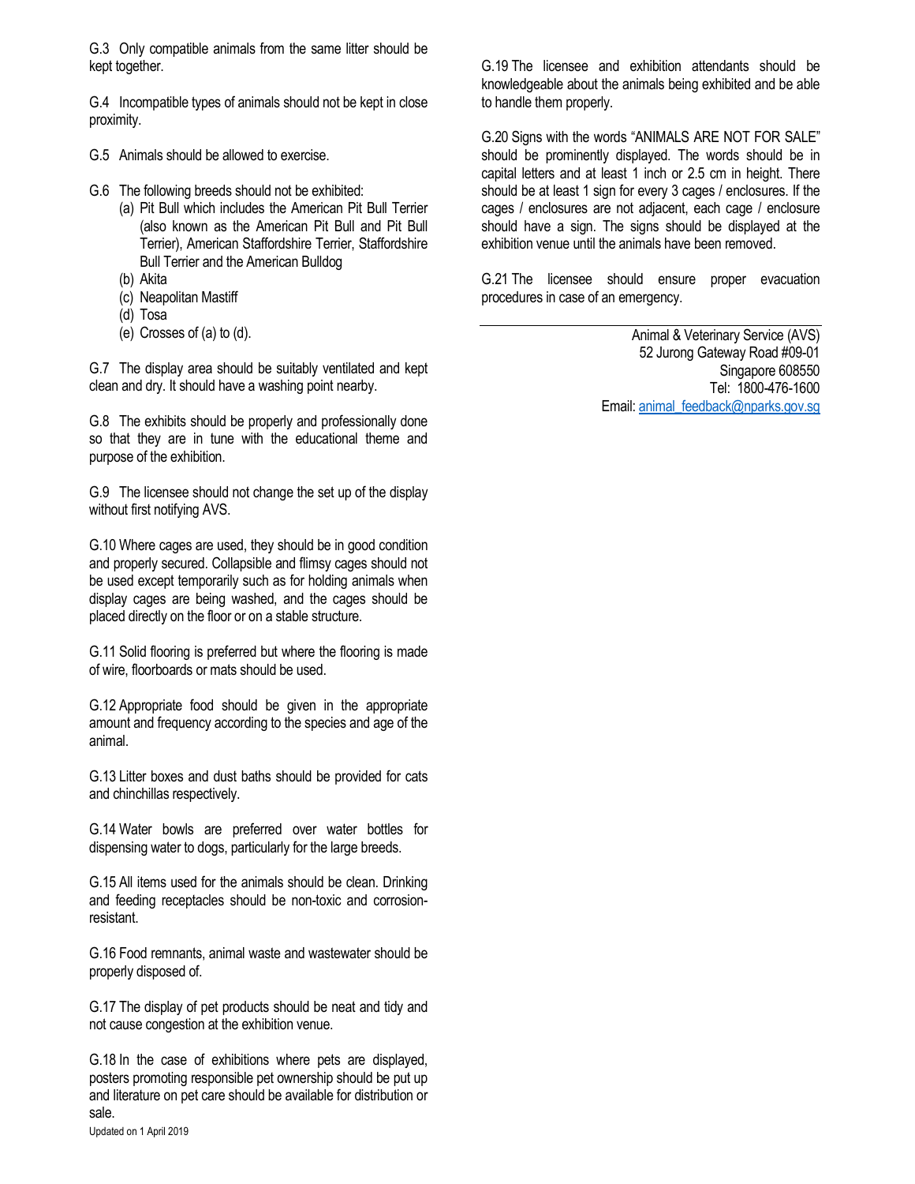G.3 Only compatible animals from the same litter should be kept together.

G.4 Incompatible types of animals should not be kept in close proximity.

G.5 Animals should be allowed to exercise.

G.6 The following breeds should not be exhibited:

(a) Pit Bull which includes the American Pit Bull Terrier (also known as the American Pit Bull and Pit Bull Terrier), American Staffordshire Terrier, Staffordshire Bull Terrier and the American Bulldog
(b) Akita
(c) Neapolitan Mastiff
(d) Tosa
(e) Crosses of (a) to (d).

G.7 The display area should be suitably ventilated and kept clean and dry. It should have a washing point nearby.

G.8 The exhibits should be properly and professionally done so that they are in tune with the educational theme and purpose of the exhibition.

G.9 The licensee should not change the set up of the display without first notifying AVS.

G.10 Where cages are used, they should be in good condition and properly secured. Collapsible and flimsy cages should not be used except temporarily such as for holding animals when display cages are being washed, and the cages should be placed directly on the floor or on a stable structure.

G.11 Solid flooring is preferred but where the flooring is made of wire, floorboards or mats should be used.

G.12 Appropriate food should be given in the appropriate amount and frequency according to the species and age of the animal.

G.13 Litter boxes and dust baths should be provided for cats and chinchillas respectively.

G.14 Water bowls are preferred over water bottles for dispensing water to dogs, particularly for the large breeds.

G.15 All items used for the animals should be clean. Drinking and feeding receptacles should be non-toxic and corrosion-resistant.

G.16 Food remnants, animal waste and wastewater should be properly disposed of.

G.17 The display of pet products should be neat and tidy and not cause congestion at the exhibition venue.

G.18 In the case of exhibitions where pets are displayed, posters promoting responsible pet ownership should be put up and literature on pet care should be available for distribution or sale.

G.19 The licensee and exhibition attendants should be knowledgeable about the animals being exhibited and be able to handle them properly.

G.20 Signs with the words "ANIMALS ARE NOT FOR SALE" should be prominently displayed. The words should be in capital letters and at least 1 inch or 2.5 cm in height. There should be at least 1 sign for every 3 cages / enclosures. If the cages / enclosures are not adjacent, each cage / enclosure should have a sign. The signs should be displayed at the exhibition venue until the animals have been removed.

G.21 The licensee should ensure proper evacuation procedures in case of an emergency.

---

Animal & Veterinary Service (AVS)
52 Jurong Gateway Road #09-01
Singapore 608550
Tel: 1800-476-1600
Email: animal_feedback@nparks.gov.sg

Updated on 1 April 2019